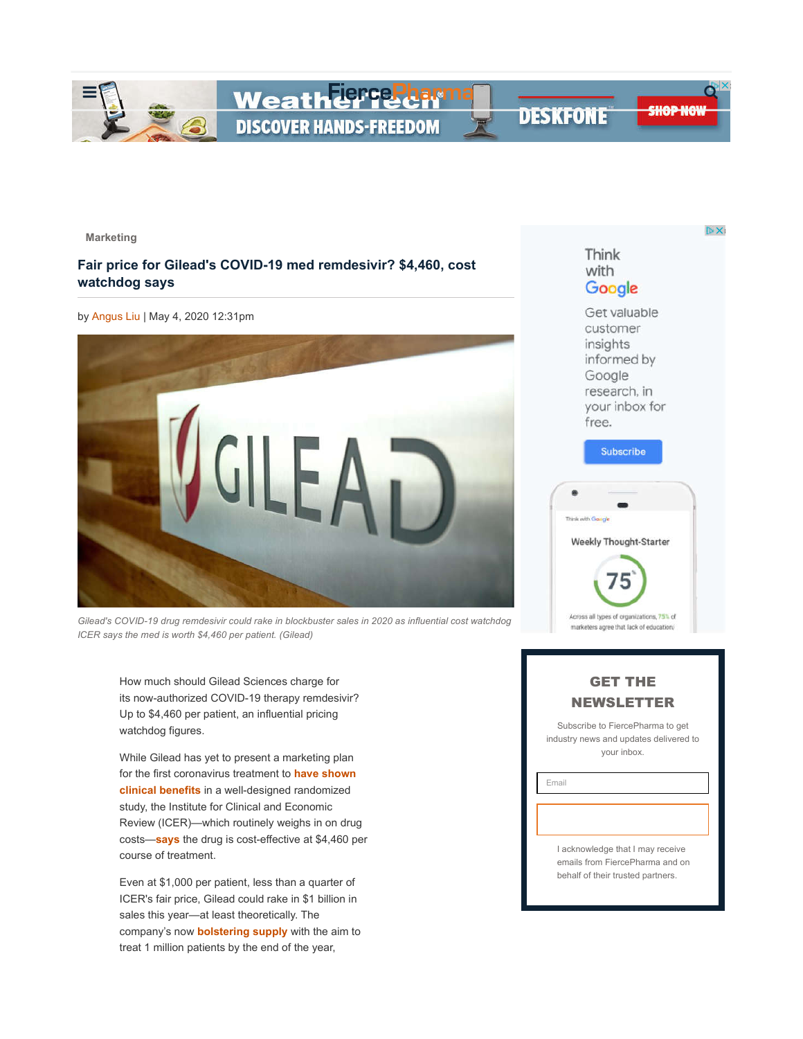Marketing

# Fair price for Gilead's COVID-19 med remdesivir? $4,460, cost watchdog says

by Angus Liu | May 4, 2020 12:31pm

*Gilead's COVID-19 drug remdesivir could rake in blockbuster sales in 2020 as influential cost watchdog ICER says the med is worth $4,460 per patient. (Gilead)*

How much should Gilead Sciences charge for its now-authorized COVID-19 therapy remdesivir? Up to $4,460 per patient, an influential pricing watchdog figures.

While Gilead has yet to present a marketing plan for the first coronavirus treatment to **have shown clinical benefits** in a well-designed randomized study, the Institute for Clinical and Economic Review (ICER)—which routinely weighs in on drug costs—**says** the drug is cost-effective at $4,460 per course of treatment.

Even at $1,000 per patient, less than a quarter of ICER's fair price, Gilead could rake in $1 billion in sales this year—at least theoretically. The company's now **bolstering supply** with the aim to treat 1 million patients by the end of the year,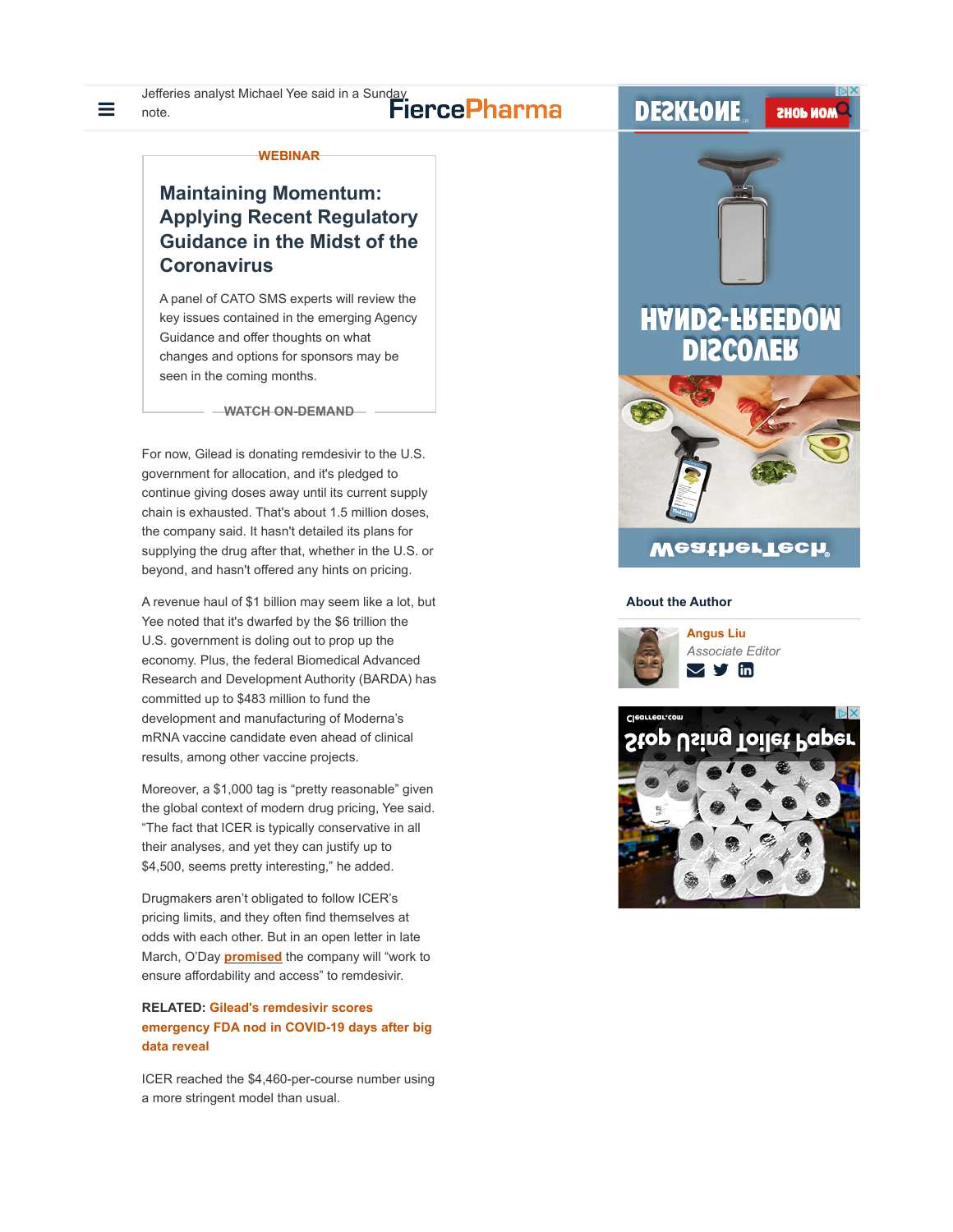Jefferies analyst Michael Yee said in a Sunday note.

For now, Gilead is donating remdesivir to the U.S. government for allocation, and it's pledged to continue giving doses away until its current supply chain is exhausted. That's about 1.5 million doses, the company said. It hasn't detailed its plans for supplying the drug after that, whether in the U.S. or beyond, and hasn't offered any hints on pricing.

A revenue haul of $1 billion may seem like a lot, but Yee noted that it's dwarfed by the $6 trillion the U.S. government is doling out to prop up the economy. Plus, the federal Biomedical Advanced Research and Development Authority (BARDA) has committed up to $483 million to fund the development and manufacturing of Moderna's mRNA vaccine candidate even ahead of clinical results, among other vaccine projects.

Moreover, a $1,000 tag is "pretty reasonable" given the global context of modern drug pricing, Yee said. "The fact that ICER is typically conservative in all their analyses, and yet they can justify up to $4,500, seems pretty interesting," he added.

Drugmakers aren't obligated to follow ICER's pricing limits, and they often find themselves at odds with each other. But in an open letter in late March, O'Day promised the company will "work to ensure affordability and access" to remdesivir.

**RELATED: Gilead's remdesivir scores emergency FDA nod in COVID-19 days after big data reveal**

ICER reached the $4,460-per-course number using a more stringent model than usual.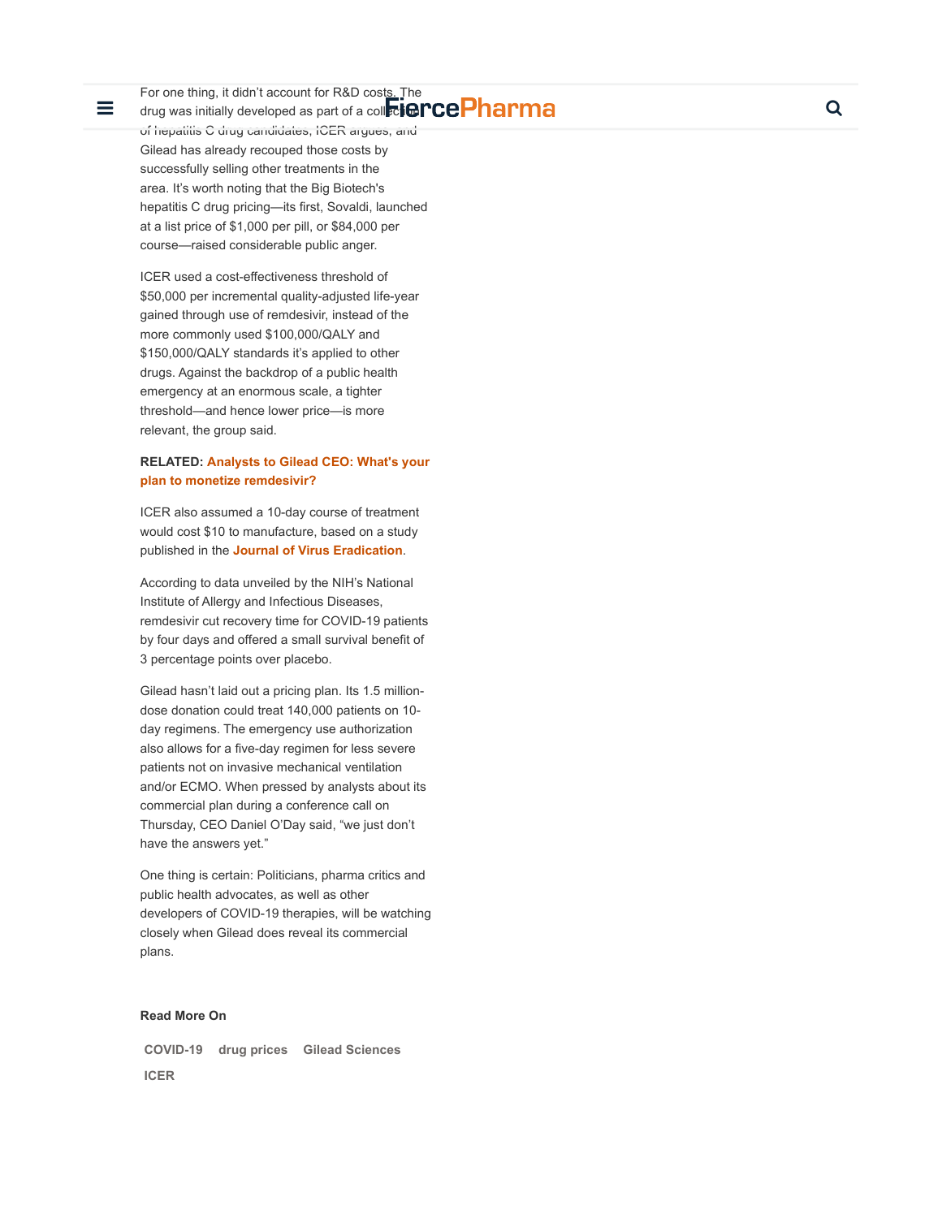For one thing, it didn't account for R&D costs. The drug was initially developed as part of a collection of hepatitis C drug candidates, ICER argues, and Gilead has already recouped those costs by successfully selling other treatments in the area. It's worth noting that the Big Biotech's hepatitis C drug pricing—its first, Sovaldi, launched at a list price of $1,000 per pill, or $84,000 per course—raised considerable public anger.

ICER used a cost-effectiveness threshold of $50,000 per incremental quality-adjusted life-year gained through use of remdesivir, instead of the more commonly used $100,000/QALY and $150,000/QALY standards it's applied to other drugs. Against the backdrop of a public health emergency at an enormous scale, a tighter threshold—and hence lower price—is more relevant, the group said.

**RELATED: Analysts to Gilead CEO: What's your plan to monetize remdesivir?**

ICER also assumed a 10-day course of treatment would cost $10 to manufacture, based on a study published in the **Journal of Virus Eradication**.

According to data unveiled by the NIH's National Institute of Allergy and Infectious Diseases, remdesivir cut recovery time for COVID-19 patients by four days and offered a small survival benefit of 3 percentage points over placebo.

Gilead hasn't laid out a pricing plan. Its 1.5 million-dose donation could treat 140,000 patients on 10-day regimens. The emergency use authorization also allows for a five-day regimen for less severe patients not on invasive mechanical ventilation and/or ECMO. When pressed by analysts about its commercial plan during a conference call on Thursday, CEO Daniel O'Day said, "we just don't have the answers yet."

One thing is certain: Politicians, pharma critics and public health advocates, as well as other developers of COVID-19 therapies, will be watching closely when Gilead does reveal its commercial plans.

**Read More On**

COVID-19 drug prices Gilead Sciences ICER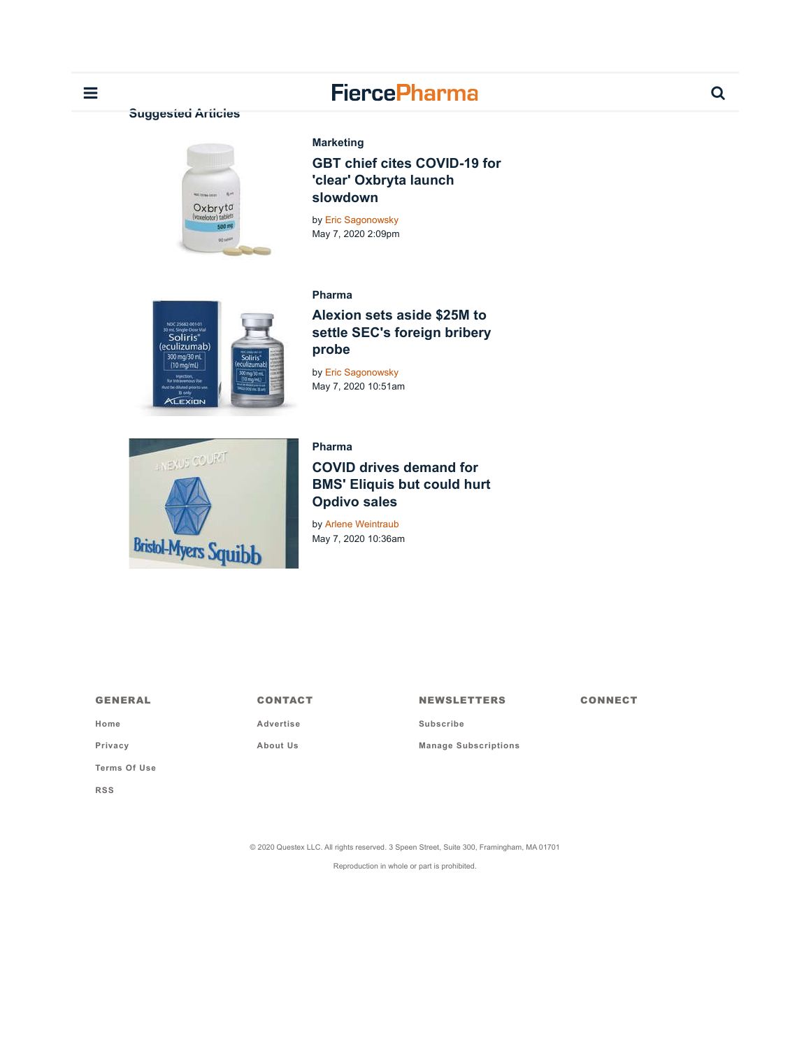## Suggested Articles

Marketing

### GBT chief cites COVID-19 for 'clear' Oxbryta launch slowdown

by Eric Sagonowsky
May 7, 2020 2:09pm

Pharma

### Alexion sets aside $25M to settle SEC's foreign bribery probe

by Eric Sagonowsky
May 7, 2020 10:51am

Pharma

### COVID drives demand for BMS' Eliquis but could hurt Opdivo sales

by Arlene Weintraub
May 7, 2020 10:36am

**GENERAL**

Home

Privacy

Terms Of Use

RSS

**CONTACT**

Advertise

About Us

**NEWSLETTERS**

Subscribe

Manage Subscriptions

**CONNECT**

© 2020 Questex LLC. All rights reserved. 3 Speen Street, Suite 300, Framingham, MA 01701

Reproduction in whole or part is prohibited.